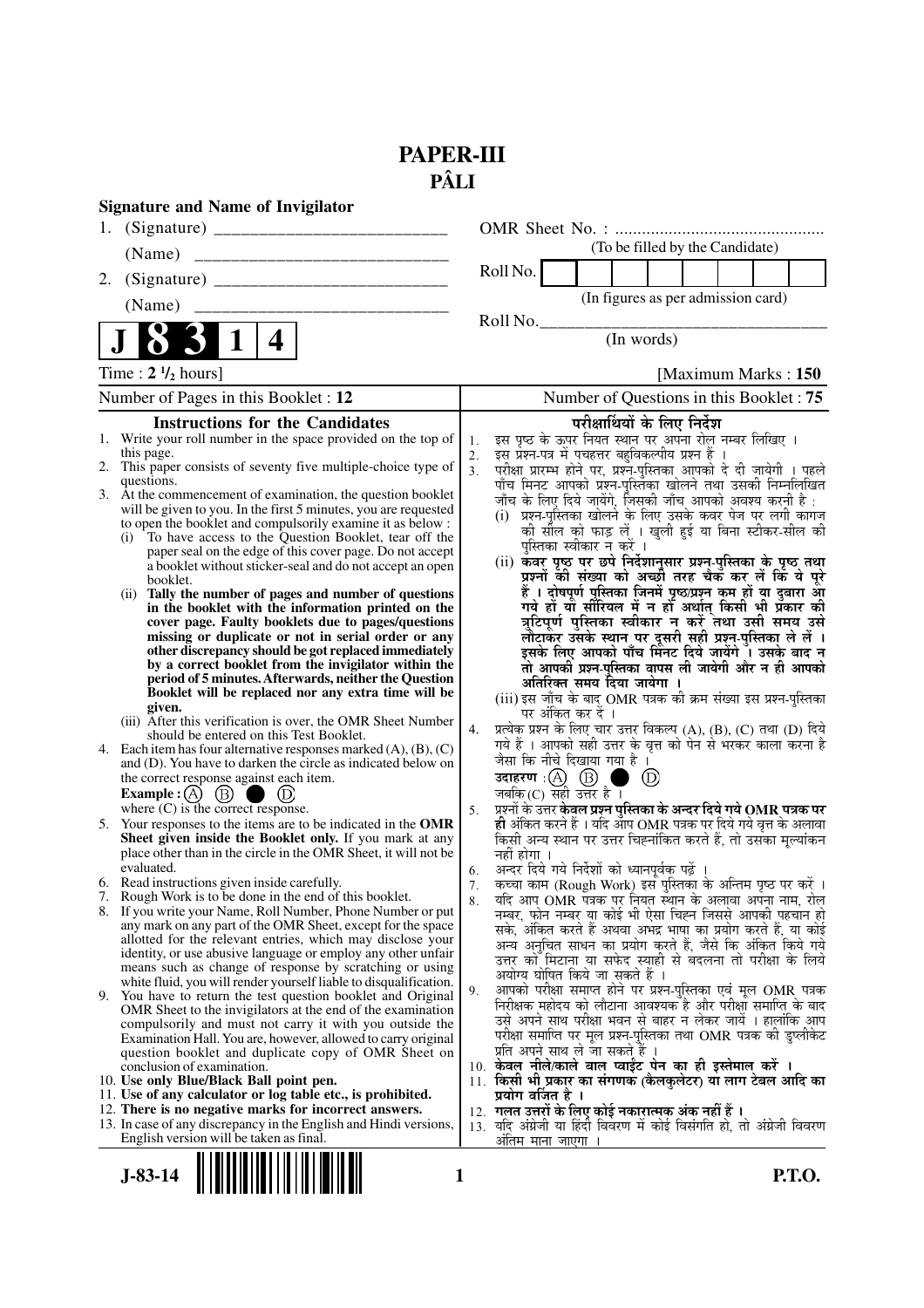# PAPER-III
## PÂLI

**Signature and Name of Invigilator**

1. (Signature) __________________________

   (Name) ____________________________

2. (Signature) __________________________

   (Name) ____________________________

OMR Sheet No. : ...............................................

(To be filled by the Candidate)

Roll No. [ | | | | | | | ]

(In figures as per admission card)

Roll No.________________________________

(In words)

**J 8 3 1 4**

Time : **2 ½ hours**] [Maximum Marks : **150**

Number of Pages in this Booklet : 12 | Number of Questions in this Booklet : 75

### Instructions for the Candidates

1. Write your roll number in the space provided on the top of this page.
2. This paper consists of seventy five multiple-choice type of questions.
3. At the commencement of examination, the question booklet will be given to you. In the first 5 minutes, you are requested to open the booklet and compulsorily examine it as below :
   (i) To have access to the Question Booklet, tear off the paper seal on the edge of this cover page. Do not accept a booklet without sticker-seal and do not accept an open booklet.
   (ii) **Tally the number of pages and number of questions in the booklet with the information printed on the cover page. Faulty booklets due to pages/questions missing or duplicate or not in serial order or any other discrepancy should be got replaced immediately by a correct booklet from the invigilator within the period of 5 minutes. Afterwards, neither the Question Booklet will be replaced nor any extra time will be given.**
   (iii) After this verification is over, the OMR Sheet Number should be entered on this Test Booklet.
4. Each item has four alternative responses marked (A), (B), (C) and (D). You have to darken the circle as indicated below on the correct response against each item.
   **Example :** (A) (B) ● (D)
   where (C) is the correct response.
5. Your responses to the items are to be indicated in the **OMR Sheet given inside the Booklet only.** If you mark at any place other than in the circle in the OMR Sheet, it will not be evaluated.
6. Read instructions given inside carefully.
7. Rough Work is to be done in the end of this booklet.
8. If you write your Name, Roll Number, Phone Number or put any mark on any part of the OMR Sheet, except for the space allotted for the relevant entries, which may disclose your identity, or use abusive language or employ any other unfair means such as change of response by scratching or using white fluid, you will render yourself liable to disqualification.
9. You have to return the test question booklet and Original OMR Sheet to the invigilators at the end of the examination compulsorily and must not carry it with you outside the Examination Hall. You are, however, allowed to carry original question booklet and duplicate copy of OMR Sheet on conclusion of examination.
10. **Use only Blue/Black Ball point pen.**
11. **Use of any calculator or log table etc., is prohibited.**
12. **There is no negative marks for incorrect answers.**
13. In case of any discrepancy in the English and Hindi versions, English version will be taken as final.

### परीक्षार्थियों के लिए निर्देश

1. इस पृष्ठ के ऊपर नियत स्थान पर अपना रोल नम्बर लिखिए ।
2. इस प्रश्न-पत्र में पचहत्तर बहुविकल्पीय प्रश्न हैं ।
3. परीक्षा प्रारम्भ होने पर, प्रश्न-पुस्तिका आपको दे दी जायेगी । पहले पाँच मिनट आपको प्रश्न-पुस्तिका खोलने तथा उसकी निम्नलिखित जाँच के लिए दिये जायेंगे, जिसकी जाँच आपको अवश्य करनी है :
   (i) प्रश्न-पुस्तिका खोलने के लिए उसके कवर पेज पर लगी कागज की सील को फाड़ लें । खुली हुई या बिना स्टीकर-सील की पुस्तिका स्वीकार न करें ।
   (ii) **कवर पृष्ठ पर छपे निर्देशानुसार प्रश्न-पुस्तिका के पृष्ठ तथा प्रश्नों की संख्या को अच्छी तरह चैक कर लें कि ये पूरे हैं । दोषपूर्ण पुस्तिका जिनमें पृष्ठ/प्रश्न कम हों या दुबारा आ गये हों या सीरियल में न हों अर्थात् किसी भी प्रकार की त्रुटिपूर्ण पुस्तिका स्वीकार न करें तथा उसी समय उसे लौटाकर उसके स्थान पर दूसरी सही प्रश्न-पुस्तिका ले लें । इसके लिए आपको पाँच मिनट दिये जायेंगे । उसके बाद न तो आपकी प्रश्न-पुस्तिका वापस ली जायेगी और न ही आपको अतिरिक्त समय दिया जायेगा ।**
   (iii) इस जाँच के बाद OMR पत्रक की क्रम संख्या इस प्रश्न-पुस्तिका पर अंकित कर दें ।
4. प्रत्येक प्रश्न के लिए चार उत्तर विकल्प (A), (B), (C) तथा (D) दिये गये हैं । आपको सही उत्तर के वृत्त को पेन से भरकर काला करना है जैसा कि नीचे दिखाया गया है ।
   **उदाहरण :** (A) (B) ● (D)
   जबकि (C) सही उत्तर है ।
5. प्रश्नों के उत्तर **केवल प्रश्न पुस्तिका के अन्दर दिये गये OMR पत्रक पर ही** अंकित करने हैं । यदि आप OMR पत्रक पर दिये गये वृत्त के अलावा किसी अन्य स्थान पर उत्तर चिह्नांकित करते हैं, तो उसका मूल्यांकन नहीं होगा ।
6. अन्दर दिये गये निर्देशों को ध्यानपूर्वक पढ़ें ।
7. कच्चा काम (Rough Work) इस पुस्तिका के अन्तिम पृष्ठ पर करें ।
8. यदि आप OMR पत्रक पर नियत स्थान के अलावा अपना नाम, रोल नम्बर, फोन नम्बर या कोई भी ऐसा चिह्न जिससे आपकी पहचान हो सके, अंकित करते हैं अथवा अभद्र भाषा का प्रयोग करते हैं, या कोई अन्य अनुचित साधन का प्रयोग करते हैं, जैसे कि अंकित किये गये उत्तर को मिटाना या सफेद स्याही से बदलना तो परीक्षा के लिये अयोग्य घोषित किये जा सकते हैं ।
9. आपको परीक्षा समाप्त होने पर प्रश्न-पुस्तिका एवं मूल OMR पत्रक निरीक्षक महोदय को लौटाना आवश्यक है और परीक्षा समाप्ति के बाद उसे अपने साथ परीक्षा भवन से बाहर न लेकर जायें । हालांकि आप परीक्षा समाप्ति पर मूल प्रश्न-पुस्तिका तथा OMR पत्रक की डुप्लीकेट प्रति अपने साथ ले जा सकते हैं ।
10. **केवल नीले/काले बाल प्वाईंट पेन का ही इस्तेमाल करें ।**
11. **किसी भी प्रकार का संगणक (कैलकुलेटर) या लाग टेबल आदि का प्रयोग वर्जित है ।**
12. **गलत उत्तरों के लिए कोई नकारात्मक अंक नहीं हैं ।**
13. यदि अंग्रेजी या हिंदी विवरण में कोई विसंगति हो, तो अंग्रेजी विवरण अंतिम माना जाएगा ।

J-83-14

P.T.O.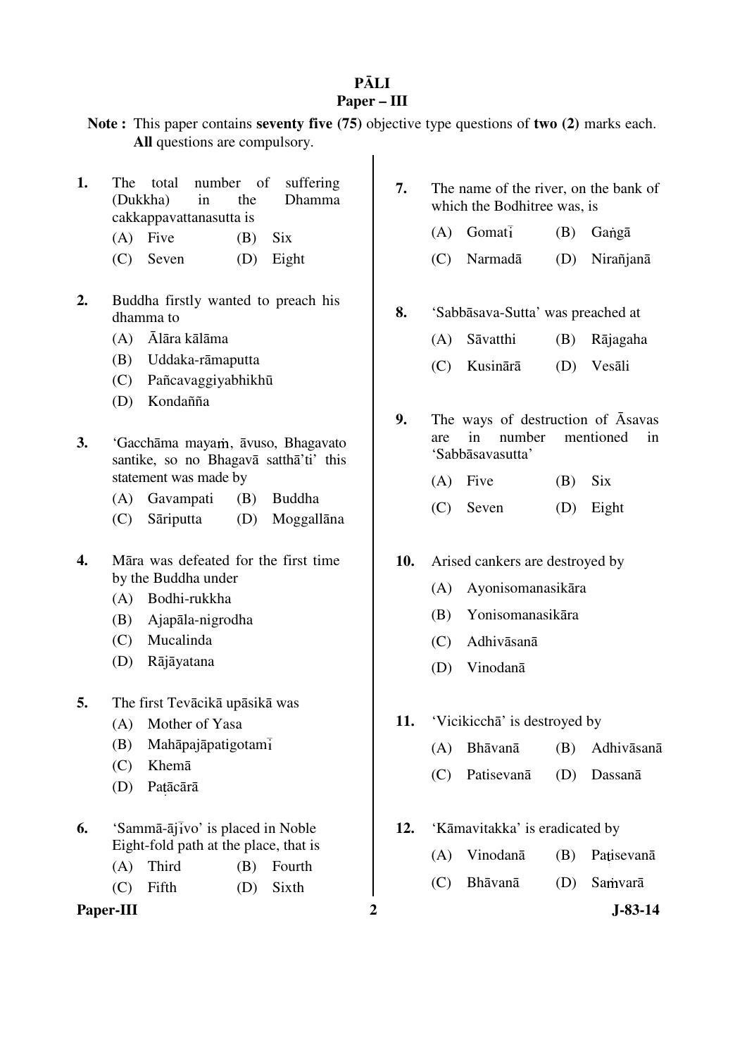# PĀLI

## Paper – III

**Note :** This paper contains **seventy five (75)** objective type questions of **two (2)** marks each. **All** questions are compulsory.

**1.** The total number of suffering (Dukkha) in the Dhamma cakkappavattanasutta is

(A) Five (B) Six

(C) Seven (D) Eight

**2.** Buddha firstly wanted to preach his dhamma to

(A) Ālāra kālāma

(B) Uddaka-rāmaputta

(C) Pañcavaggiyabhikhū

(D) Kondañña

**3.** 'Gacchāma mayaṁ, āvuso, Bhagavato santike, so no Bhagavā satthā'ti' this statement was made by

(A) Gavampati (B) Buddha

(C) Sāriputta (D) Moggallāna

**4.** Māra was defeated for the first time by the Buddha under

(A) Bodhi-rukkha

(B) Ajapāla-nigrodha

(C) Mucalinda

(D) Rājāyatana

**5.** The first Tevācikā upāsikā was

(A) Mother of Yasa

(B) Mahāpajāpatigotamī

(C) Khemā

(D) Paṭācārā

**6.** 'Sammā-ājīvo' is placed in Noble Eight-fold path at the place, that is

(A) Third (B) Fourth

(C) Fifth (D) Sixth

**7.** The name of the river, on the bank of which the Bodhitree was, is

(A) Gomatī (B) Gaṅgā

(C) Narmadā (D) Nirañjanā

**8.** 'Sabbāsava-Sutta' was preached at

(A) Sāvatthi (B) Rājagaha

(C) Kusinārā (D) Vesāli

**9.** The ways of destruction of Āsavas are in number mentioned in 'Sabbāsavasutta'

(A) Five (B) Six

(C) Seven (D) Eight

**10.** Arised cankers are destroyed by

(A) Ayonisomanasikāra

(B) Yonisomanasikāra

(C) Adhivāsanā

(D) Vinodanā

**11.** 'Vicikicchā' is destroyed by

(A) Bhāvanā (B) Adhivāsanā

(C) Patisevanā (D) Dassanā

**12.** 'Kāmavitakka' is eradicated by

(A) Vinodanā (B) Paṭisevanā

(C) Bhāvanā (D) Saṁvarā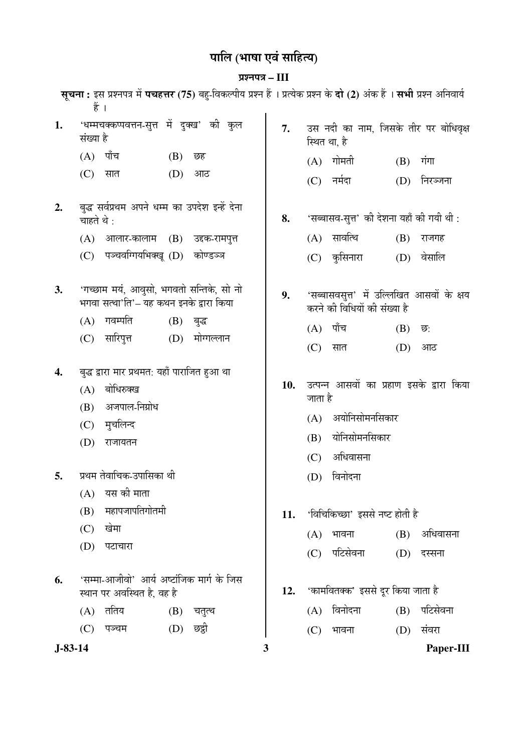# पालि (भाषा एवं साहित्य)

## प्रश्नपत्र – III

**सूचना :** इस प्रश्नपत्र में **पचहत्तर (75)** बहु-विकल्पीय प्रश्न हैं । प्रत्येक प्रश्न के **दो (2)** अंक हैं । **सभी** प्रश्न अनिवार्य हैं ।

**1.** 'धम्मचक्कप्पवत्तन-सुत्त में दुक्ख' की कुल संख्या है

(A) पाँच (B) छह
(C) सात (D) आठ

**2.** बुद्ध सर्वप्रथम अपने धम्म का उपदेश इन्हें देना चाहते थे :

(A) आलार-कालाम (B) उद्दक-रामपुत्त
(C) पञ्चवग्गियभिक्खू (D) कोण्डञ्ञ

**3.** 'गच्छाम मयं, आवुसो, भगवतो सन्तिके, सो नो भगवा सत्था'ति'– यह कथन इनके द्वारा किया

(A) गवम्पति (B) बुद्ध
(C) सारिपुत्त (D) मोग्गल्लान

**4.** बुद्ध द्वारा मार प्रथमत: यहाँ पाराजित हुआ था

(A) बोधिरुक्ख
(B) अजपाल-निग्रोध
(C) मुचलिन्द
(D) राजायतन

**5.** प्रथम तेवाचिक-उपासिका थी

(A) यस की माता
(B) महापजापतिगोतमी
(C) खेमा
(D) पटाचारा

**6.** 'सम्मा-आजीवो' आर्य अष्टांजिक मार्ग के जिस स्थान पर अवस्थित है, वह है

(A) ततिय (B) चतुत्थ
(C) पञ्चम (D) छट्ठी

**7.** उस नदी का नाम, जिसके तीर पर बोधिवृक्ष स्थित था, है

(A) गोमती (B) गंगा
(C) नर्मदा (D) निरञ्जना

**8.** 'सब्बासव-सुत्त' की देशना यहाँ की गयी थी :

(A) सावत्थि (B) राजगह
(C) कुसिनारा (D) वेसालि

**9.** 'सब्बासवसुत्त' में उल्लिखित आसवों के क्षय करने की विधियों की संख्या है

(A) पाँच (B) छ:
(C) सात (D) आठ

**10.** उत्पन्न आसवों का प्रहाण इसके द्वारा किया जाता है

(A) अयोनिसोमनसिकार
(B) योनिसोमनसिकार
(C) अधिवासना
(D) विनोदना

**11.** 'विचिकिच्छा' इससे नष्ट होती है

(A) भावना (B) अधिवासना
(C) पटिसेवना (D) दस्सना

**12.** 'कामवितक्क' इससे दूर किया जाता है

(A) विनोदना (B) पटिसेवना
(C) भावना (D) संवरा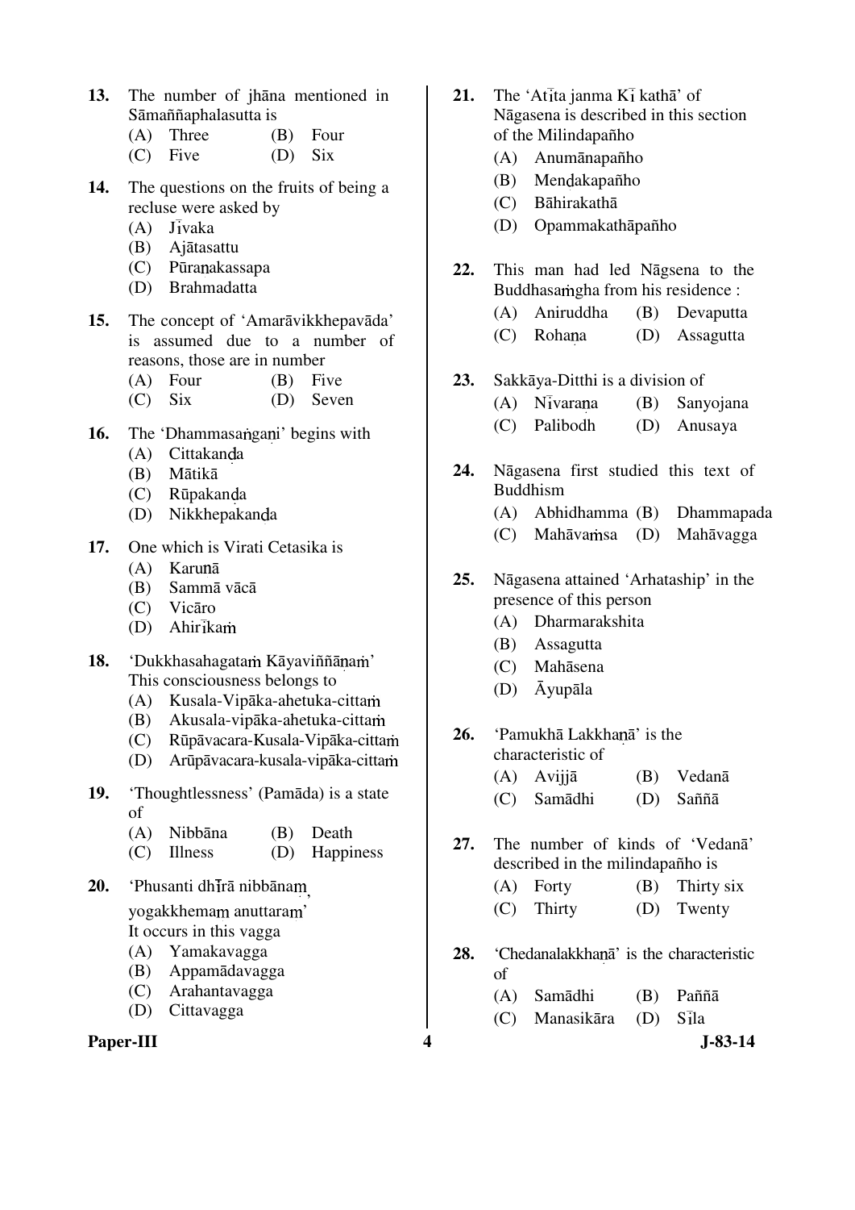13. The number of jhāna mentioned in Sāmaññaphalasutta is
    (A) Three (B) Four
    (C) Five (D) Six

14. The questions on the fruits of being a recluse were asked by
    (A) Jīvaka
    (B) Ajātasattu
    (C) Pūraṇakassapa
    (D) Brahmadatta

15. The concept of 'Amarāvikkhepavāda' is assumed due to a number of reasons, those are in number
    (A) Four (B) Five
    (C) Six (D) Seven

16. The 'Dhammasaṅgaṇi' begins with
    (A) Cittakaṇḍa
    (B) Mātikā
    (C) Rūpakaṇḍa
    (D) Nikkhepakaṇḍa

17. One which is Virati Cetasika is
    (A) Karuṇā
    (B) Sammā vācā
    (C) Vicāro
    (D) Ahirīkaṁ

18. 'Dukkhasahagataṁ Kāyaviññāṇaṁ' This consciousness belongs to
    (A) Kusala-Vipāka-ahetuka-cittaṁ
    (B) Akusala-vipāka-ahetuka-cittaṁ
    (C) Rūpāvacara-Kusala-Vipāka-cittaṁ
    (D) Arūpāvacara-kusala-vipāka-cittaṁ

19. 'Thoughtlessness' (Pamāda) is a state of
    (A) Nibbāna (B) Death
    (C) Illness (D) Happiness

20. 'Phusanti dhīrā nibbānaṃ, yogakkhemaṃ anuttaraṃ'
    It occurs in this vagga
    (A) Yamakavagga
    (B) Appamādavagga
    (C) Arahantavagga
    (D) Cittavagga

21. The 'Atīta janma Kī kathā' of Nāgasena is described in this section of the Milindapañho
    (A) Anumānapañho
    (B) Meṇḍakapañho
    (C) Bāhirakathā
    (D) Opammakathāpañho

22. This man had led Nāgsena to the Buddhasaṁgha from his residence :
    (A) Aniruddha (B) Devaputta
    (C) Rohaṇa (D) Assagutta

23. Sakkāya-Ditthi is a division of
    (A) Nīvaraṇa (B) Sanyojana
    (C) Palibodh (D) Anusaya

24. Nāgasena first studied this text of Buddhism
    (A) Abhidhamma (B) Dhammapada
    (C) Mahāvaṁsa (D) Mahāvagga

25. Nāgasena attained 'Arhataship' in the presence of this person
    (A) Dharmarakshita
    (B) Assagutta
    (C) Mahāsena
    (D) Āyupāla

26. 'Pamukhā Lakkhaṇā' is the characteristic of
    (A) Avijjā (B) Vedanā
    (C) Samādhi (D) Saññā

27. The number of kinds of 'Vedanā' described in the milindapañho is
    (A) Forty (B) Thirty six
    (C) Thirty (D) Twenty

28. 'Chedanalakkhaṇā' is the characteristic of
    (A) Samādhi (B) Paññā
    (C) Manasikāra (D) Sīla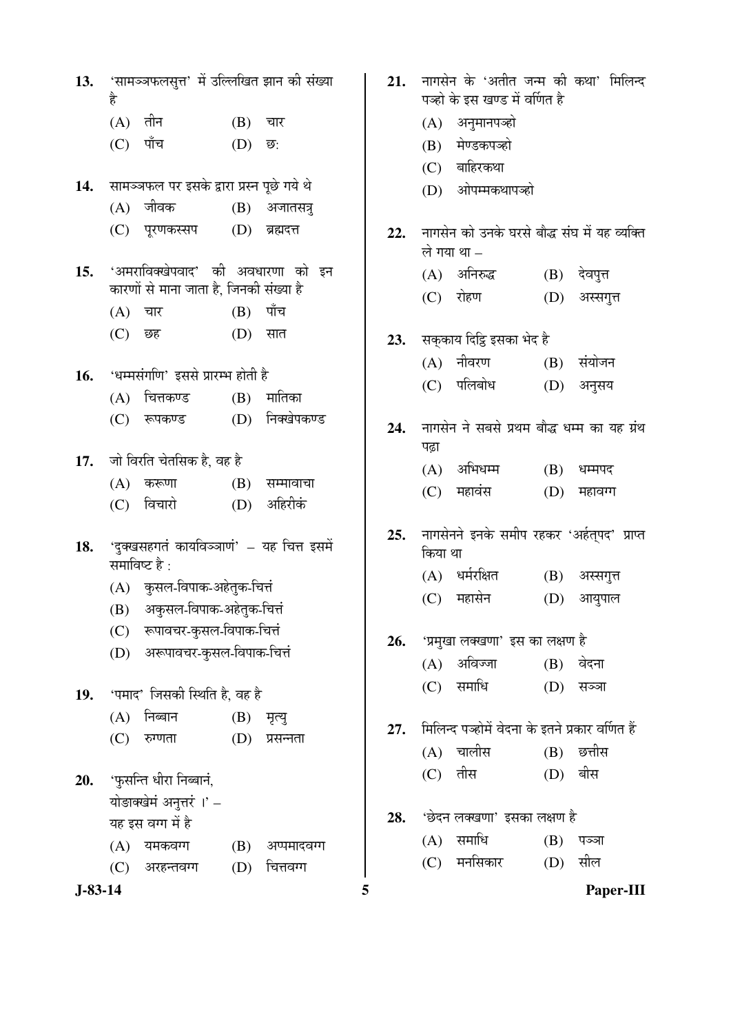13. 'सामञ्ञफलसुत्त' में उल्लिखित ज्ञान की संख्या है

(A) तीन (B) चार

(C) पाँच (D) छ:

14. सामञ्ञफल पर इसके द्वारा प्रश्न पूछे गये थे

(A) जीवक (B) अजातसत्रु

(C) पूरणकस्सप (D) ब्रह्मदत्त

15. 'अमराविक्खेपवाद' की अवधारणा को इन कारणों से माना जाता है, जिनकी संख्या है

(A) चार (B) पाँच

(C) छह (D) सात

16. 'धम्मसंगणि' इससे प्रारम्भ होती है

(A) चित्तकण्ड (B) मातिका

(C) रूपकण्ड (D) निक्खेपकण्ड

17. जो विरति चेतसिक है, वह है

(A) करूणा (B) सम्मावाचा

(C) विचारो (D) अहिरीकं

18. 'दुक्खसहगतं कायविञ्ञाणं' – यह चित्त इसमें समाविष्ट है :

(A) कुसल-विपाक-अहेतुक-चित्तं

(B) अकुसल-विपाक-अहेतुक-चित्तं

(C) रूपावचर-कुसल-विपाक-चित्तं

(D) अरूपावचर-कुसल-विपाक-चित्तं

19. 'पमाद' जिसकी स्थिति है, वह है

(A) निब्बान (B) मृत्यु

(C) रुग्णता (D) प्रसन्नता

20. 'फुसन्ति धीरा निब्बानं,
योगक्खेमं अनुत्तरं ।' –
यह इस वग्ग में है

(A) यमकवग्ग (B) अप्पमादवग्ग

(C) अरहन्तवग्ग (D) चित्तवग्ग

21. नागसेन के 'अतीत जन्म की कथा' मिलिन्द पञ्हो के इस खण्ड में वर्णित है

(A) अनुमानपञ्हो

(B) मेण्डकपञ्हो

(C) बाहिरकथा

(D) ओपम्मकथापञ्हो

22. नागसेन को उनके घरसे बौद्ध संघ में यह व्यक्ति ले गया था –

(A) अनिरुद्ध (B) देवपुत्त

(C) रोहण (D) अस्सगुत्त

23. सक्काय दिट्ठि इसका भेद है

(A) नीवरण (B) संयोजन

(C) पलिबोध (D) अनुसय

24. नागसेन ने सबसे प्रथम बौद्ध धम्म का यह ग्रंथ पढ़ा

(A) अभिधम्म (B) धम्मपद

(C) महावंस (D) महावग्ग

25. नागसेनने इनके समीप रहकर 'अर्हत्पद' प्राप्त किया था

(A) धर्मरक्षित (B) अस्सगुत्त

(C) महासेन (D) आयुपाल

26. 'प्रमुखा लक्खणा' इस का लक्षण है

(A) अविज्जा (B) वेदना

(C) समाधि (D) सञ्ञा

27. मिलिन्द पञ्होमें वेदना के इतने प्रकार वर्णित हैं

(A) चालीस (B) छत्तीस

(C) तीस (D) बीस

28. 'छेदन लक्खणा' इसका लक्षण है

(A) समाधि (B) पञ्ञा

(C) मनसिकार (D) सील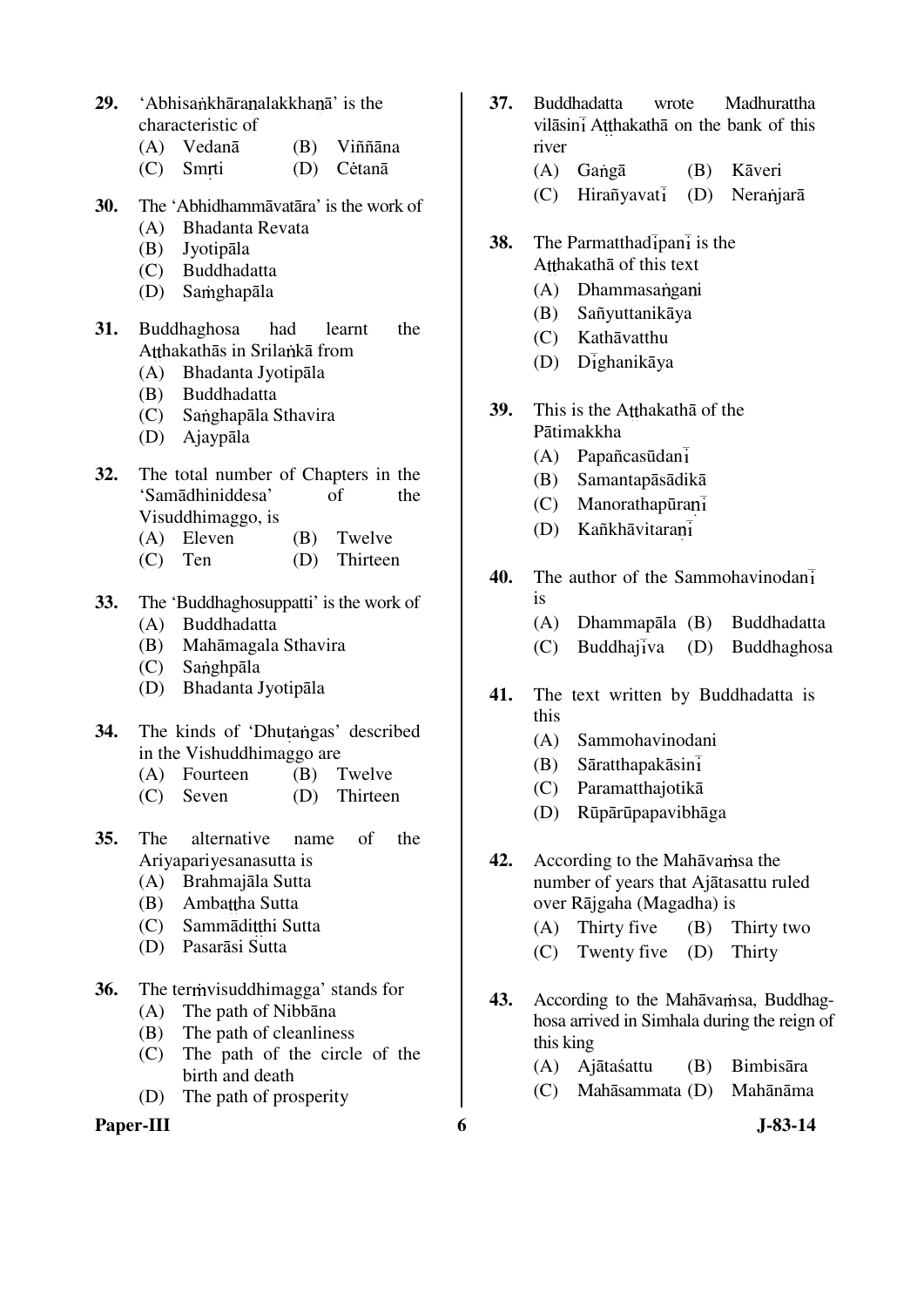29. 'Abhisaṅkhāraṇalakkhaṇā' is the characteristic of
   (A) Vedanā (B) Viññāna
   (C) Smṛti (D) Cètanā

30. The 'Abhidhammāvatāra' is the work of
   (A) Bhadanta Revata
   (B) Jyotipāla
   (C) Buddhadatta
   (D) Saṁghapāla

31. Buddhaghosa had learnt the Aṭṭhakathās in Srilaṅkā from
   (A) Bhadanta Jyotipāla
   (B) Buddhadatta
   (C) Saṅghapāla Sthavira
   (D) Ajaypāla

32. The total number of Chapters in the 'Samādhiniddesa' of the Visuddhimaggo, is
   (A) Eleven (B) Twelve
   (C) Ten (D) Thirteen

33. The 'Buddhaghosuppatti' is the work of
   (A) Buddhadatta
   (B) Mahāmagala Sthavira
   (C) Saṅghpāla
   (D) Bhadanta Jyotipāla

34. The kinds of 'Dhutaṇgas' described in the Vishuddhimaggo are
   (A) Fourteen (B) Twelve
   (C) Seven (D) Thirteen

35. The alternative name of the Ariyapariyesanasutta is
   (A) Brahmajāla Sutta
   (B) Ambaṭṭha Sutta
   (C) Sammādiṭṭhi Sutta
   (D) Pasarāsi Sutta

36. The termvisuddhimagga' stands for
   (A) The path of Nibbāna
   (B) The path of cleanliness
   (C) The path of the circle of the birth and death
   (D) The path of prosperity

37. Buddhadatta wrote Madhurattha vilāsinī Aṭṭhakathā on the bank of this river
   (A) Gaṅgā (B) Kāveri
   (C) Hirañyavatī (D) Neraṅjarā

38. The Parmatthadīpanī is the Aṭṭhakathā of this text
   (A) Dhammasaṅgaṇi
   (B) Sañyuttanikāya
   (C) Kathāvatthu
   (D) Dīghanikāya

39. This is the Aṭṭhakathā of the Pātimakkha
   (A) Papañcasūdanī
   (B) Samantapāsādikā
   (C) Manorathapūraṇī
   (D) Kañkhāvitaraṇī

40. The author of the Sammohavinodanī is
   (A) Dhammapāla (B) Buddhadatta
   (C) Buddhajīva (D) Buddhaghosa

41. The text written by Buddhadatta is this
   (A) Sammohavinodani
   (B) Sāratthapakāsinī
   (C) Paramatthajotikā
   (D) Rūpārūpapavibhāga

42. According to the Mahāvaṁsa the number of years that Ajātasattu ruled over Rājgaha (Magadha) is
   (A) Thirty five (B) Thirty two
   (C) Twenty five (D) Thirty

43. According to the Mahāvaṁsa, Buddhaghosa arrived in Simhala during the reign of this king
   (A) Ajātaśattu (B) Bimbisāra
   (C) Mahāsammata (D) Mahānāma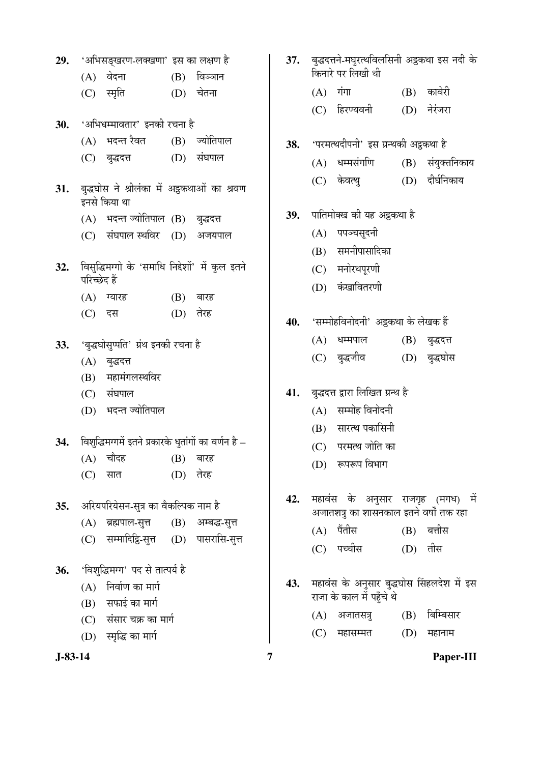29. 'अभिसङ्खरण-लक्खणा' इस का लक्षण है

(A) वेदना
(B) विञ्ञान
(C) स्मृति
(D) चेतना

30. 'अभिधम्मावतार' इनकी रचना है

(A) भदन्त रैवत
(B) ज्योतिपाल
(C) बुद्धदत्त
(D) संघपाल

31. बुद्धघोस ने श्रीलंका में अट्ठकथाओं का श्रवण इनसे किया था

(A) भदन्त ज्योतिपाल
(B) बुद्धदत्त
(C) संघपाल स्थविर
(D) अजयपाल

32. विसुद्धिमग्गो के 'समाधि निद्देशों' में कुल इतने परिच्छेद हैं

(A) ग्यारह
(B) बारह
(C) दस
(D) तेरह

33. 'बुद्धघोसुप्पति' ग्रंथ इनकी रचना है

(A) बुद्धदत्त
(B) महामंगलस्थविर
(C) संघपाल
(D) भदन्त ज्योतिपाल

34. विशुद्धिमग्गमें इतने प्रकारके धुतांगों का वर्णन है –

(A) चौदह
(B) बारह
(C) सात
(D) तेरह

35. अरियपरियेसन-सुत्र का वैकल्पिक नाम है

(A) ब्रह्मपाल-सुत्त
(B) अम्बद्ध-सुत्त
(C) सम्मादिट्ठि-सुत्त
(D) पासरासि-सुत्त

36. 'विशुद्धिमग्ग' पद से तात्पर्य है

(A) निर्वाण का मार्ग
(B) सफाई का मार्ग
(C) संसार चक्र का मार्ग
(D) स्मृद्धि का मार्ग

37. बुद्धदत्तने-मघुरत्थविलसिनी अट्ठकथा इस नदी के किनारे पर लिखी थी

(A) गंगा
(B) कावेरी
(C) हिरण्यवनी
(D) नेरंजरा

38. 'परमत्थदीपनी' इस ग्रन्थकी अट्ठकथा है

(A) धम्मसंगणि
(B) संयुक्तनिकाय
(C) केवत्थु
(D) दीर्घनिकाय

39. पातिमोक्ख की यह अट्ठकथा है

(A) पपञ्चसूदनी
(B) समनीपासादिका
(C) मनोरथपूरणी
(D) कंखावितरणी

40. 'सम्मोहविनोदनी' अट्ठकथा के लेखक हैं

(A) धम्मपाल
(B) बुद्धदत्त
(C) बुद्धजीव
(D) बुद्धघोस

41. बुद्धदत्त द्वारा लिखित ग्रन्थ है

(A) सम्मोह विनोदनी
(B) सारत्थ पकासिनी
(C) परमत्थ जोति का
(D) रूपरूप विभाग

42. महावंस के अनुसार राजगृह (मगध) में अजातशत्रु का शासनकाल इतने वर्षों तक रहा

(A) पैंतीस
(B) बत्तीस
(C) पच्चीस
(D) तीस

43. महावंस के अनुसार बुद्धघोस सिंहलदेश में इस राजा के काल में पहुँचे थे

(A) अजातसत्रु
(B) बिम्बिसार
(C) महासम्मत
(D) महानाम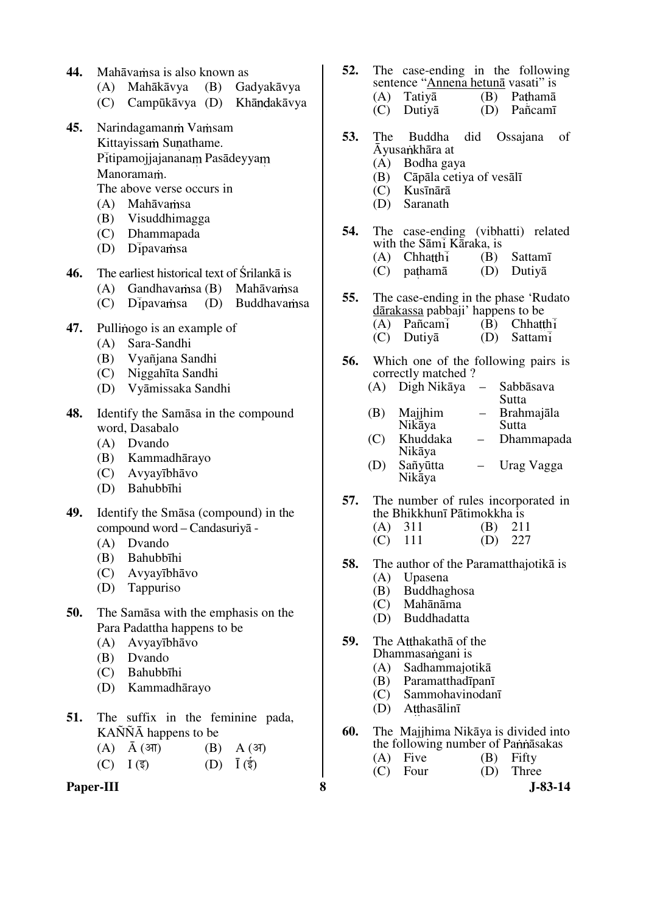**44.** Mahāvaṁsa is also known as

(A) Mahākāvya (B) Gadyakāvya
(C) Campūkāvya (D) Khāṇḍakāvya

**45.** Narindagamanṁ Vaṁsam
Kittayissaṁ Suṇathame.
Pītipamojjajananaṃ Pasādeyyaṃ
Manoramaṁ.
The above verse occurs in

(A) Mahāvaṁsa
(B) Visuddhimagga
(C) Dhammapada
(D) Dīpavaṁsa

**46.** The earliest historical text of Śrilankā is

(A) Gandhavaṁsa (B) Mahāvaṁsa
(C) Dīpavaṁsa (D) Buddhavaṁsa

**47.** Pulliṅogo is an example of

(A) Sara-Sandhi
(B) Vyañjana Sandhi
(C) Niggahīta Sandhi
(D) Vyāmissaka Sandhi

**48.** Identify the Samāsa in the compound word, Dasabalo

(A) Dvando
(B) Kammadhārayo
(C) Avyayībhāvo
(D) Bahubbīhi

**49.** Identify the Smāsa (compound) in the compound word – Candasuriyā -

(A) Dvando
(B) Bahubbīhi
(C) Avyayībhāvo
(D) Tappuriso

**50.** The Samāsa with the emphasis on the Para Padattha happens to be

(A) Avyayībhāvo
(B) Dvando
(C) Bahubbīhi
(D) Kammadhārayo

**51.** The suffix in the feminine pada, KAÑÑĀ happens to be

(A) Ā (आ) (B) A (अ)
(C) I (इ) (D) Ī (ई)

**52.** The case-ending in the following sentence "Annena hetunā vasati" is

(A) Tatiyā (B) Paṭhamā
(C) Dutiyā (D) Pañcamī

**53.** The Buddha did Ossajana of Āyusaṅkhāra at

(A) Bodha gaya
(B) Cāpāla cetiya of vesālī
(C) Kusīnārā
(D) Saranath

**54.** The case-ending (vibhatti) related with the Sāmī Kāraka, is

(A) Chhaṭṭhī (B) Sattamī
(C) paṭhamā (D) Dutiyā

**55.** The case-ending in the phase 'Rudato dārakassa pabbaji' happens to be

(A) Pañcamī (B) Chhaṭṭhī
(C) Dutiyā (D) Sattamī

**56.** Which one of the following pairs is correctly matched ?

(A) Digh Nikāya – Sabbāsava Sutta
(B) Majjhim Nikāya – Brahmajāla Sutta
(C) Khuddaka Nikāya – Dhammapada
(D) Sañyūtta Nikāya – Urag Vagga

**57.** The number of rules incorporated in the Bhikkhunī Pātimokkha is

(A) 311 (B) 211
(C) 111 (D) 227

**58.** The author of the Paramatthajotikā is

(A) Upasena
(B) Buddhaghosa
(C) Mahānāma
(D) Buddhadatta

**59.** The Aṭṭhakathā of the Dhammasaṅgani is

(A) Sadhammajotikā
(B) Paramatthadīpanī
(C) Sammohavinodanī
(D) Aṭṭhasālinī

**60.** The Majjhima Nikāya is divided into the following number of Paṅṅāsakas

(A) Five (B) Fifty
(C) Four (D) Three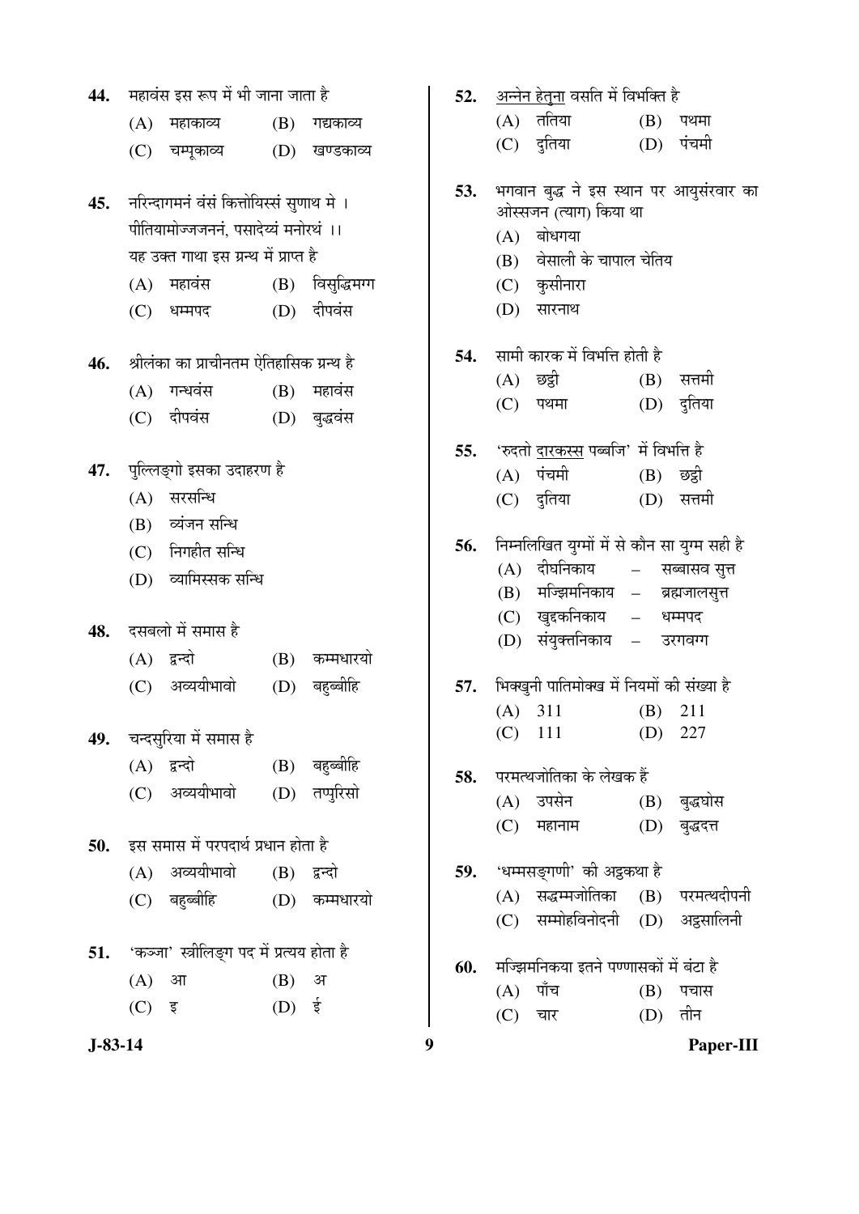**44.** महावंस इस रूप में भी जाना जाता है

(A) महाकाव्य (B) गद्यकाव्य

(C) चम्पूकाव्य (D) खण्डकाव्य

**45.** नरिन्दागमनं वंसं कित्तयिस्सं सुणाथ मे ।
पीतियामोज्जजननं, पसादेय्यं मनोरथं ।।
यह उक्त गाथा इस ग्रन्थ में प्राप्त है

(A) महावंस (B) विसुद्धिमग्ग

(C) धम्मपद (D) दीपवंस

**46.** श्रीलंका का प्राचीनतम ऐतिहासिक ग्रन्थ है

(A) गन्धवंस (B) महावंस

(C) दीपवंस (D) बुद्धवंस

**47.** पुल्लिङ्गो इसका उदाहरण है

(A) सरसन्धि

(B) व्यंजन सन्धि

(C) निग्गहीत सन्धि

(D) व्यामिस्सक सन्धि

**48.** दसबलो में समास है

(A) द्वन्दो (B) कम्मधारयो

(C) अव्ययीभावो (D) बहुब्बीहि

**49.** चन्दसुरिया में समास है

(A) द्वन्दो (B) बहुब्बीहि

(C) अव्ययीभावो (D) तप्पुरिसो

**50.** इस समास में परपदार्थ प्रधान होता है

(A) अव्ययीभावो (B) द्वन्दो

(C) बहुब्बीहि (D) कम्मधारयो

**51.** 'कञ्जा' स्त्रीलिङ्ग पद में प्रत्यय होता है

(A) आ (B) अ

(C) इ (D) ई

**52.** अन्नेन हेतुना वसति में विभक्ति है

(A) ततिया (B) पथमा

(C) दुतिया (D) पंचमी

**53.** भगवान बुद्ध ने इस स्थान पर आयुसंरवार का ओस्सजन (त्याग) किया था

(A) बोधगया

(B) वेसाली के चापाल चेतिय

(C) कुसीनारा

(D) सारनाथ

**54.** सामी कारक में विभत्ति होती है

(A) छट्ठी (B) सत्तमी

(C) पथमा (D) दुतिया

**55.** 'रुदतो दारकस्स पब्बजि' में विभत्ति है

(A) पंचमी (B) छट्ठी

(C) दुतिया (D) सत्तमी

**56.** निम्नलिखित युग्मों में से कौन सा युग्म सही है

(A) दीघनिकाय – सब्बासव सुत्त

(B) मज्झिमनिकाय – ब्रह्मजालसुत्त

(C) खुद्दकनिकाय – धम्मपद

(D) संयुक्तनिकाय – उरगवग्ग

**57.** भिक्खुनी पातिमोक्ख में नियमों की संख्या है

(A) 311 (B) 211

(C) 111 (D) 227

**58.** परमत्थजोतिका के लेखक हैं

(A) उपसेन (B) बुद्धघोस

(C) महानाम (D) बुद्धदत्त

**59.** 'धम्मसङ्गणी' की अट्ठकथा है

(A) सद्धम्मजोतिका (B) परमत्थदीपनी

(C) सम्मोहविनोदनी (D) अट्ठसालिनी

**60.** मज्झिमनिकया इतने पण्णासकों में बंटा है

(A) पाँच (B) पचास

(C) चार (D) तीन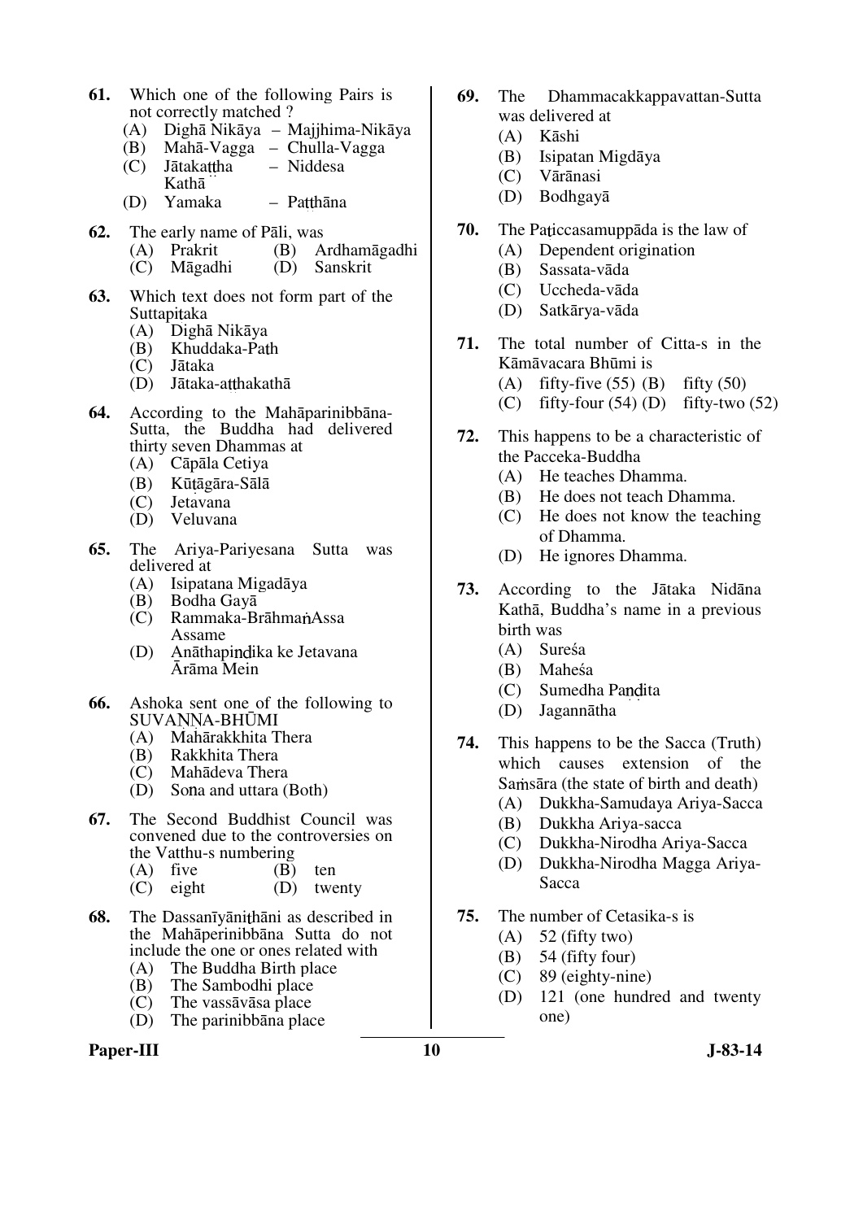**61.** Which one of the following Pairs is not correctly matched ?

(A) Dighā Nikāya – Majjhima-Nikāya
(B) Mahā-Vagga – Chulla-Vagga
(C) Jātakaṭṭha Kathā – Niddesa
(D) Yamaka – Paṭṭhāna

**62.** The early name of Pāli, was

(A) Prakrit
(B) Ardhamāgadhi
(C) Māgadhi
(D) Sanskrit

**63.** Which text does not form part of the Suttapiṭaka

(A) Dighā Nikāya
(B) Khuddaka-Path
(C) Jātaka
(D) Jātaka-aṭṭhakathā

**64.** According to the Mahāparinibbāna-Sutta, the Buddha had delivered thirty seven Dhammas at

(A) Cāpāla Cetiya
(B) Kūṭāgāra-Sālā
(C) Jetavana
(D) Veluvana

**65.** The Ariya-Pariyesana Sutta was delivered at

(A) Isipatana Migadāya
(B) Bodha Gayā
(C) Rammaka-BrāhmaṅAssa Assame
(D) Anāthapiṇḍika ke Jetavana Ārāma Mein

**66.** Ashoka sent one of the following to SUVAṆṆA-BHŪMI

(A) Mahārakkhita Thera
(B) Rakkhita Thera
(C) Mahādeva Thera
(D) Soṇa and uttara (Both)

**67.** The Second Buddhist Council was convened due to the controversies on the Vatthu-s numbering

(A) five
(B) ten
(C) eight
(D) twenty

**68.** The Dassanīyāniṭhāni as described in the Mahāperinibbāna Sutta do not include the one or ones related with

(A) The Buddha Birth place
(B) The Sambodhi place
(C) The vassāvāsa place
(D) The parinibbāna place

**69.** The Dhammacakkappavattan-Sutta was delivered at

(A) Kāshi
(B) Isipatan Migdāya
(C) Vārānasi
(D) Bodhgayā

**70.** The Paṭiccasamuppāda is the law of

(A) Dependent origination
(B) Sassata-vāda
(C) Uccheda-vāda
(D) Satkārya-vāda

**71.** The total number of Citta-s in the Kāmāvacara Bhūmi is

(A) fifty-five (55)
(B) fifty (50)
(C) fifty-four (54)
(D) fifty-two (52)

**72.** This happens to be a characteristic of the Pacceka-Buddha

(A) He teaches Dhamma.
(B) He does not teach Dhamma.
(C) He does not know the teaching of Dhamma.
(D) He ignores Dhamma.

**73.** According to the Jātaka Nidāna Kathā, Buddha's name in a previous birth was

(A) Sureśa
(B) Maheśa
(C) Sumedha Paṇḍita
(D) Jagannātha

**74.** This happens to be the Sacca (Truth) which causes extension of the Saṁsāra (the state of birth and death)

(A) Dukkha-Samudaya Ariya-Sacca
(B) Dukkha Ariya-sacca
(C) Dukkha-Nirodha Ariya-Sacca
(D) Dukkha-Nirodha Magga Ariya-Sacca

**75.** The number of Cetasika-s is

(A) 52 (fifty two)
(B) 54 (fifty four)
(C) 89 (eighty-nine)
(D) 121 (one hundred and twenty one)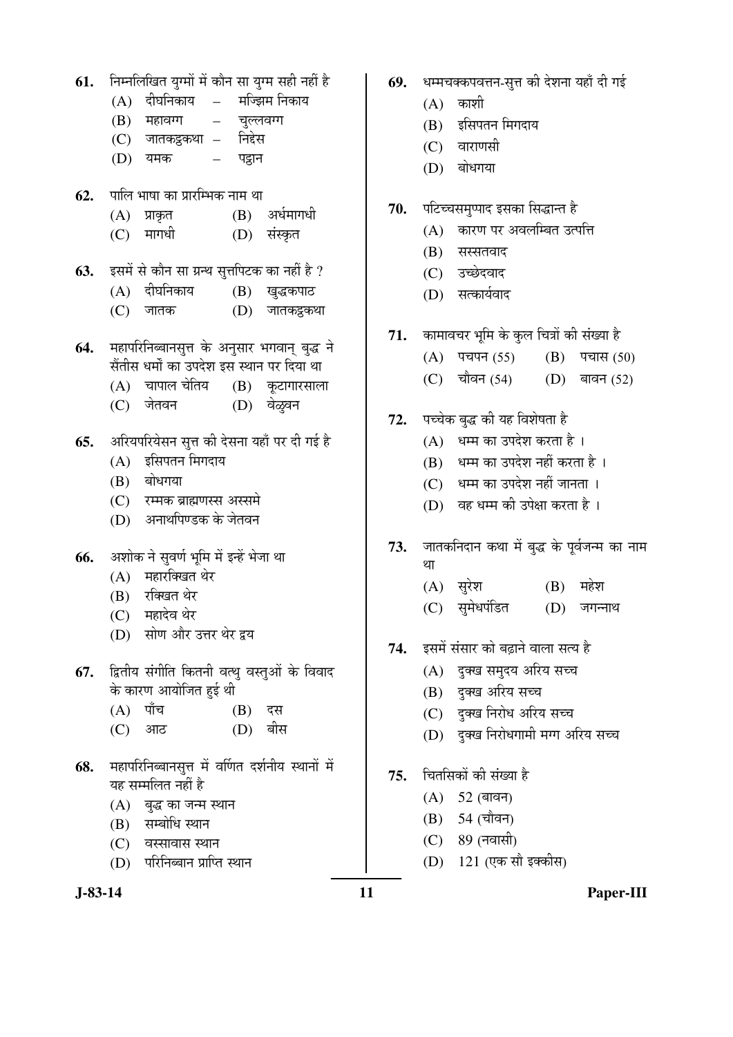61. निम्नलिखित युग्मों में कौन सा युग्म सही नहीं है
   (A) दीघनिकाय – मज्झिम निकाय
   (B) महावग्ग – चुल्लवग्ग
   (C) जातकट्ठकथा – निद्देस
   (D) यमक – पट्ठान

62. पालि भाषा का प्रारम्भिक नाम था
   (A) प्राकृत (B) अर्धमागधी
   (C) मागधी (D) संस्कृत

63. इसमें से कौन सा ग्रन्थ सुत्तपिटक का नहीं है ?
   (A) दीघनिकाय (B) खुद्धकपाठ
   (C) जातक (D) जातकट्ठकथा

64. महापरिनिब्बानसुत्त के अनुसार भगवान् बुद्ध ने सैंतीस धर्मों का उपदेश इस स्थान पर दिया था
   (A) चापाल चेतिय (B) कूटागारसाला
   (C) जेतवन (D) वेळुवन

65. अरियपरियेसन सुत्त की देसना यहाँ पर दी गई है
   (A) इसिपतन मिगदाय
   (B) बोधगया
   (C) रम्मक ब्राह्मणस्स अस्समे
   (D) अनाथपिण्डक के जेतवन

66. अशोक ने सुवर्ण भूमि में इन्हें भेजा था
   (A) महारक्खित थेर
   (B) रक्खित थेर
   (C) महादेव थेर
   (D) सोण और उत्तर थेर द्वय

67. द्वितीय संगीति कितनी वत्थु वस्तुओं के विवाद के कारण आयोजित हुई थी
   (A) पाँच (B) दस
   (C) आठ (D) बीस

68. महापरिनिब्बानसुत्त में वर्णित दर्शनीय स्थानों में यह सम्मलित नहीं है
   (A) बुद्ध का जन्म स्थान
   (B) सम्बोधि स्थान
   (C) वस्सावास स्थान
   (D) परिनिब्बान प्राप्ति स्थान

69. धम्मचक्कपवत्तन-सुत्त की देशना यहाँ दी गई
   (A) काशी
   (B) इसिपतन मिगदाय
   (C) वाराणसी
   (D) बोधगया

70. पटिच्चसमुप्पाद इसका सिद्धान्त है
   (A) कारण पर अवलम्बित उत्पत्ति
   (B) सस्सतवाद
   (C) उच्छेदवाद
   (D) सत्कार्यवाद

71. कामावचर भूमि के कुल चित्रों की संख्या है
   (A) पचपन (55) (B) पचास (50)
   (C) चौवन (54) (D) बावन (52)

72. पच्चेक बुद्ध की यह विशेषता है
   (A) धम्म का उपदेश करता है ।
   (B) धम्म का उपदेश नहीं करता है ।
   (C) धम्म का उपदेश नहीं जानता ।
   (D) वह धम्म की उपेक्षा करता है ।

73. जातकनिदान कथा में बुद्ध के पूर्वजन्म का नाम था
   (A) सुरेश (B) महेश
   (C) सुमेधपंडित (D) जगन्नाथ

74. इसमें संसार को बढ़ाने वाला सत्य है
   (A) दुक्ख समुदय अरिय सच्च
   (B) दुक्ख अरिय सच्च
   (C) दुक्ख निरोध अरिय सच्च
   (D) दुक्ख निरोधगामी मग्ग अरिय सच्च

75. चितसिकों की संख्या है
   (A) 52 (बावन)
   (B) 54 (चौवन)
   (C) 89 (नवासी)
   (D) 121 (एक सौ इक्कीस)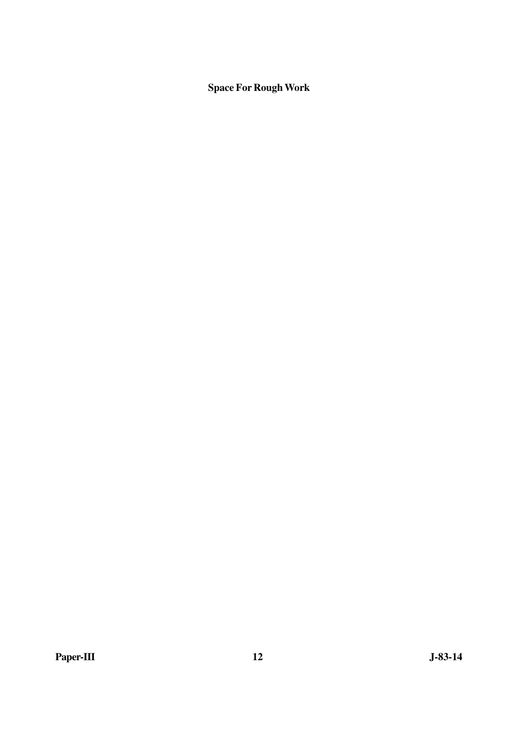**Space For Rough Work**